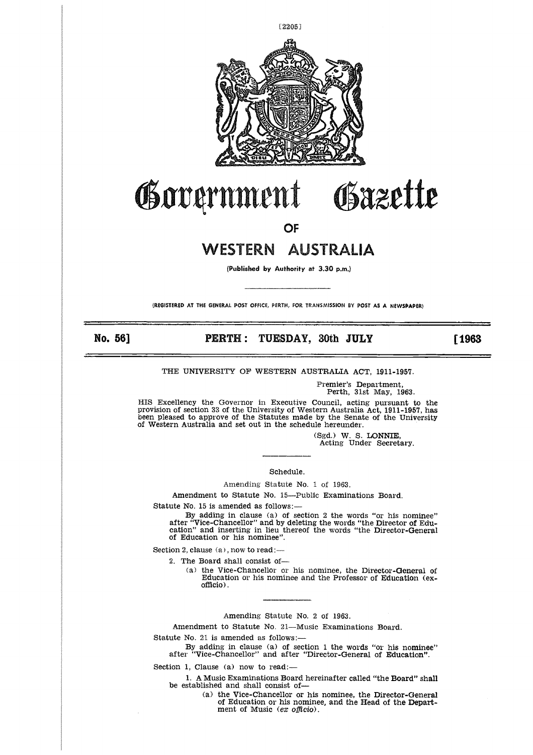# Government Gazette

## OF

# WESTERN AUSTRALIA

(Published by Authority at 3.30 p.m.)

(REGISTERED AT THE GENERAL POST OFFICE, PERTH, FOR TRANSMISSION BY POST AS A NEWSPAPER)

**No. 56] PERTH: TUESDAY, 30th JULY [1963**

THE UNIVERSITY OF WESTERN AUSTRALIA ACT, 1911-1957.

Premier's Department,
Perth, 31st May, 1963.

HIS Excellency the Governor in Executive Council, acting pursuant to the provision of section 33 of the University of Western Australia Act, 1911-1957, has been pleased to approve of the Statutes made by the Senate of the University of Western Australia and set out in the schedule hereunder.

(Sgd.) W. S. LONNIE,
Acting Under Secretary.

Schedule.

Amending Statute No. 1 of 1963.

Amendment to Statute No. 15—Public Examinations Board.

Statute No. 15 is amended as follows:—

By adding in clause (a) of section 2 the words "or his nominee" after "Vice-Chancellor" and by deleting the words "the Director of Education" and inserting in lieu thereof the words "the Director-General of Education or his nominee".

Section 2, clause (a), now to read:—

2. The Board shall consist of—

(a) the Vice-Chancellor or his nominee, the Director-General of Education or his nominee and the Professor of Education (ex-officio).

Amending Statute No. 2 of 1963.

Amendment to Statute No. 21—Music Examinations Board.

Statute No. 21 is amended as follows:—

By adding in clause (a) of section 1 the words "or his nominee" after "Vice-Chancellor" and after "Director-General of Education".

Section 1, Clause (a) now to read:—

1. A Music Examinations Board hereinafter called "the Board" shall be established and shall consist of—

(a) the Vice-Chancellor or his nominee, the Director-General of Education or his nominee, and the Head of the Department of Music (*ex officio*).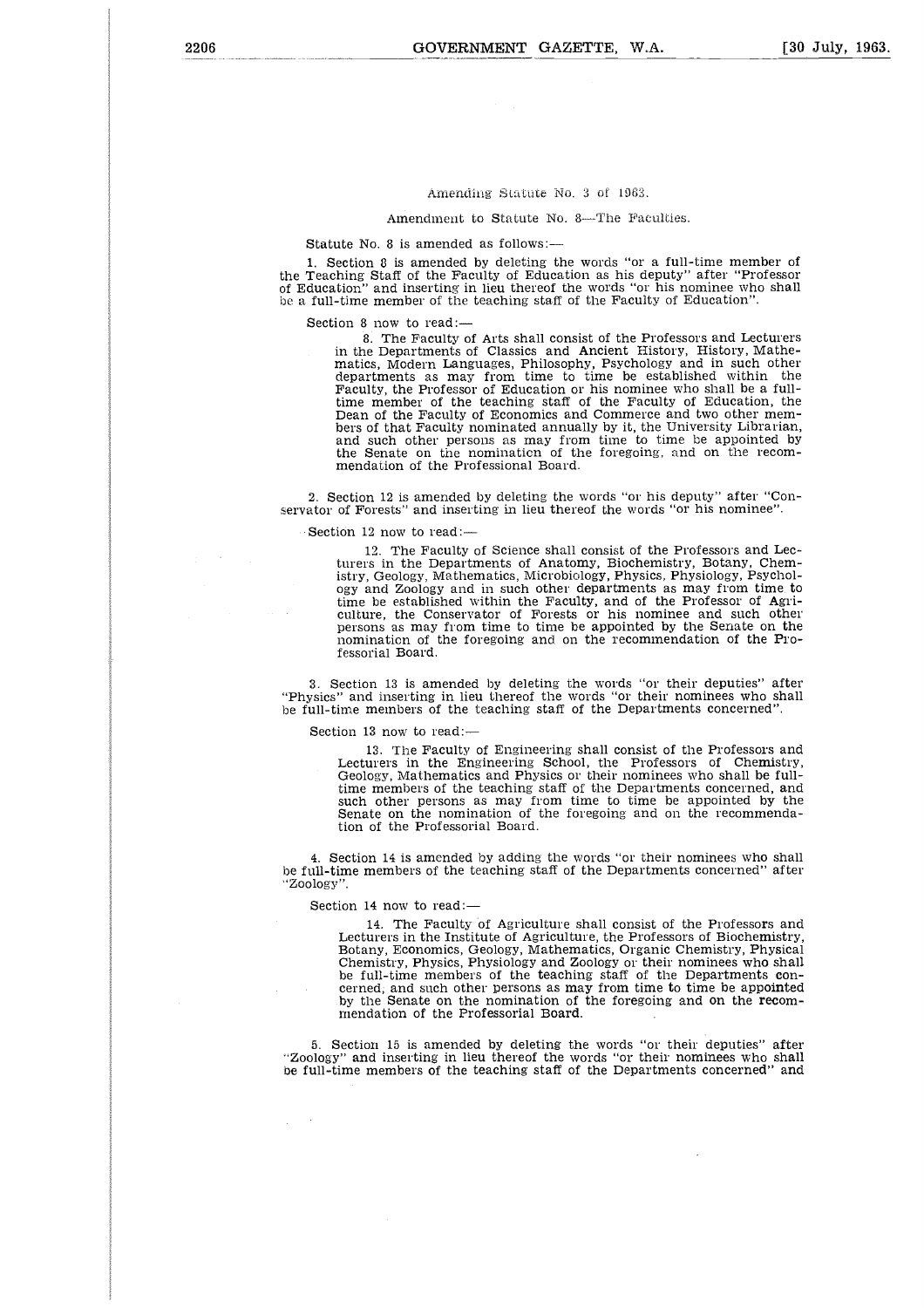Amending Statute No. 3 of 1963.

Amendment to Statute No. 8—The Faculties.

Statute No. 8 is amended as follows:—

1. Section 8 is amended by deleting the words "or a full-time member of the Teaching Staff of the Faculty of Education as his deputy" after "Professor of Education" and inserting in lieu thereof the words "or his nominee who shall be a full-time member of the teaching staff of the Faculty of Education".

Section 8 now to read:—

> 8. The Faculty of Arts shall consist of the Professors and Lecturers in the Departments of Classics and Ancient History, History, Mathematics, Modern Languages, Philosophy, Psychology and in such other departments as may from time to time be established within the Faculty, the Professor of Education or his nominee who shall be a full-time member of the teaching staff of the Faculty of Education, the Dean of the Faculty of Economics and Commerce and two other members of that Faculty nominated annually by it, the University Librarian, and such other persons as may from time to time be appointed by the Senate on the nomination of the foregoing, and on the recommendation of the Professional Board.

2. Section 12 is amended by deleting the words "or his deputy" after "Conservator of Forests" and inserting in lieu thereof the words "or his nominee".

Section 12 now to read:—

> 12. The Faculty of Science shall consist of the Professors and Lecturers in the Departments of Anatomy, Biochemistry, Botany, Chemistry, Geology, Mathematics, Microbiology, Physics, Physiology, Psychology and Zoology and in such other departments as may from time to time be established within the Faculty, and of the Professor of Agriculture, the Conservator of Forests or his nominee and such other persons as may from time to time be appointed by the Senate on the nomination of the foregoing and on the recommendation of the Professorial Board.

3. Section 13 is amended by deleting the words "or their deputies" after "Physics" and inserting in lieu thereof the words "or their nominees who shall be full-time members of the teaching staff of the Departments concerned".

Section 13 now to read:—

> 13. The Faculty of Engineering shall consist of the Professors and Lecturers in the Engineering School, the Professors of Chemistry, Geology, Mathematics and Physics or their nominees who shall be full-time members of the teaching staff of the Departments concerned, and such other persons as may from time to time be appointed by the Senate on the nomination of the foregoing and on the recommendation of the Professorial Board.

4. Section 14 is amended by adding the words "or their nominees who shall be full-time members of the teaching staff of the Departments concerned" after "Zoology".

Section 14 now to read:—

> 14. The Faculty of Agriculture shall consist of the Professors and Lecturers in the Institute of Agriculture, the Professors of Biochemistry, Botany, Economics, Geology, Mathematics, Organic Chemistry, Physical Chemistry, Physics, Physiology and Zoology or their nominees who shall be full-time members of the teaching staff of the Departments concerned, and such other persons as may from time to time be appointed by the Senate on the nomination of the foregoing and on the recommendation of the Professorial Board.

5. Section 15 is amended by deleting the words "or their deputies" after "Zoology" and inserting in lieu thereof the words "or their nominees who shall be full-time members of the teaching staff of the Departments concerned" and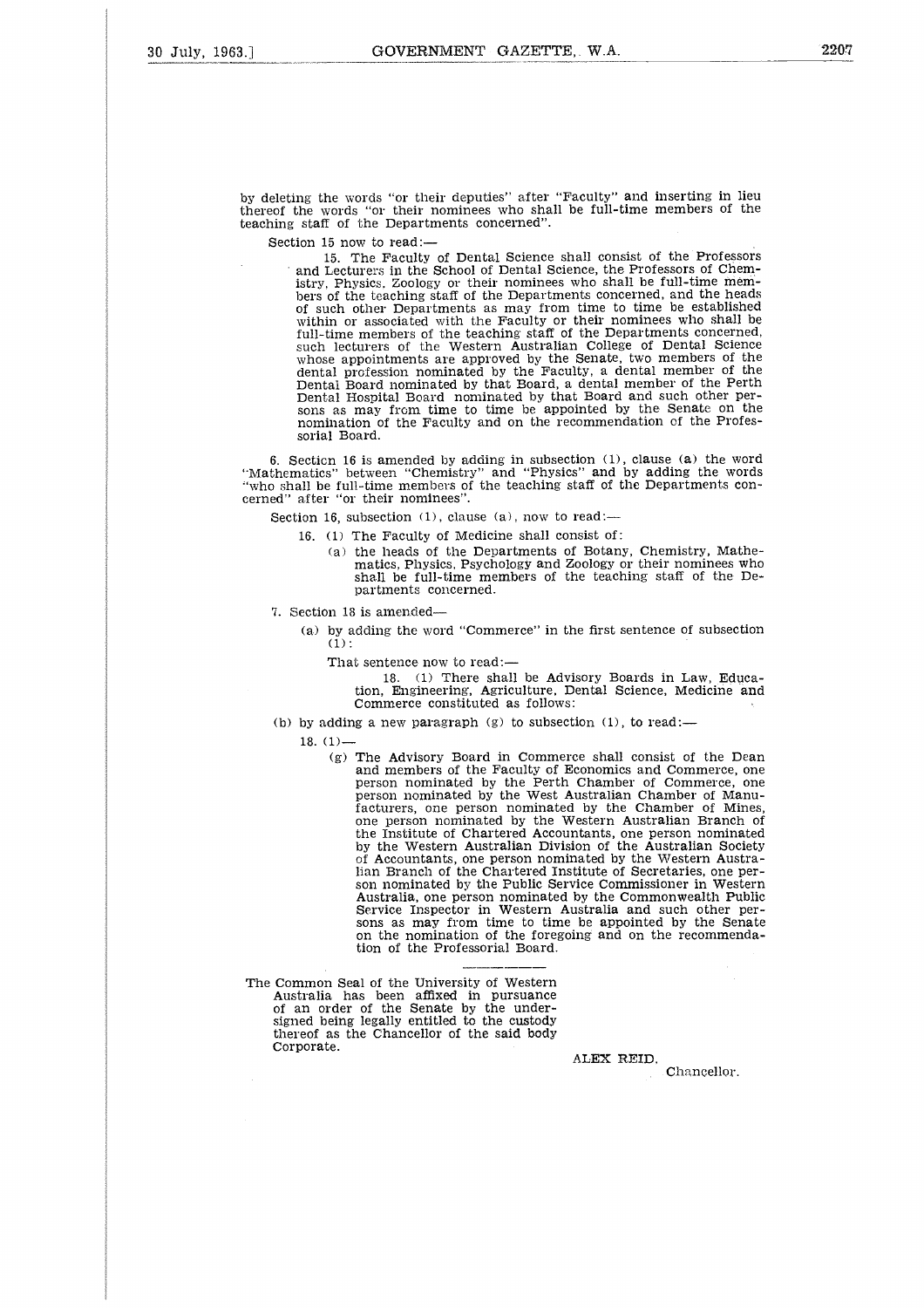by deleting the words "or their deputies" after "Faculty" and inserting in lieu thereof the words "or their nominees who shall be full-time members of the teaching staff of the Departments concerned".

Section 15 now to read:—

> 15. The Faculty of Dental Science shall consist of the Professors and Lecturers in the School of Dental Science, the Professors of Chemistry, Physics, Zoology or their nominees who shall be full-time members of the teaching staff of the Departments concerned, and the heads of such other Departments as may from time to time be established within or associated with the Faculty or their nominees who shall be full-time members of the teaching staff of the Departments concerned, such lecturers of the Western Australian College of Dental Science whose appointments are approved by the Senate, two members of the dental profession nominated by the Faculty, a dental member of the Dental Board nominated by that Board, a dental member of the Perth Dental Hospital Board nominated by that Board and such other persons as may from time to time be appointed by the Senate on the nomination of the Faculty and on the recommendation of the Professorial Board.

6. Section 16 is amended by adding in subsection (1), clause (a) the word "Mathematics" between "Chemistry" and "Physics" and by adding the words "who shall be full-time members of the teaching staff of the Departments concerned" after "or their nominees".

Section 16, subsection (1), clause (a), now to read:—

> 16. (1) The Faculty of Medicine shall consist of:
>
> (a) the heads of the Departments of Botany, Chemistry, Mathematics, Physics, Psychology and Zoology or their nominees who shall be full-time members of the teaching staff of the Departments concerned.

7. Section 18 is amended—

(a) by adding the word "Commerce" in the first sentence of subsection (1):

That sentence now to read:—

> 18. (1) There shall be Advisory Boards in Law, Education, Engineering, Agriculture, Dental Science, Medicine and Commerce constituted as follows:

(b) by adding a new paragraph (g) to subsection (1), to read:—

> 18. (1)—
>
> (g) The Advisory Board in Commerce shall consist of the Dean and members of the Faculty of Economics and Commerce, one person nominated by the Perth Chamber of Commerce, one person nominated by the West Australian Chamber of Manufacturers, one person nominated by the Chamber of Mines, one person nominated by the Western Australian Branch of the Institute of Chartered Accountants, one person nominated by the Western Australian Division of the Australian Society of Accountants, one person nominated by the Western Australian Branch of the Chartered Institute of Secretaries, one person nominated by the Public Service Commissioner in Western Australia, one person nominated by the Commonwealth Public Service Inspector in Western Australia and such other persons as may from time to time be appointed by the Senate on the nomination of the foregoing and on the recommendation of the Professorial Board.

---

The Common Seal of the University of Western Australia has been affixed in pursuance of an order of the Senate by the undersigned being legally entitled to the custody thereof as the Chancellor of the said body Corporate.

ALEX REID,
Chancellor.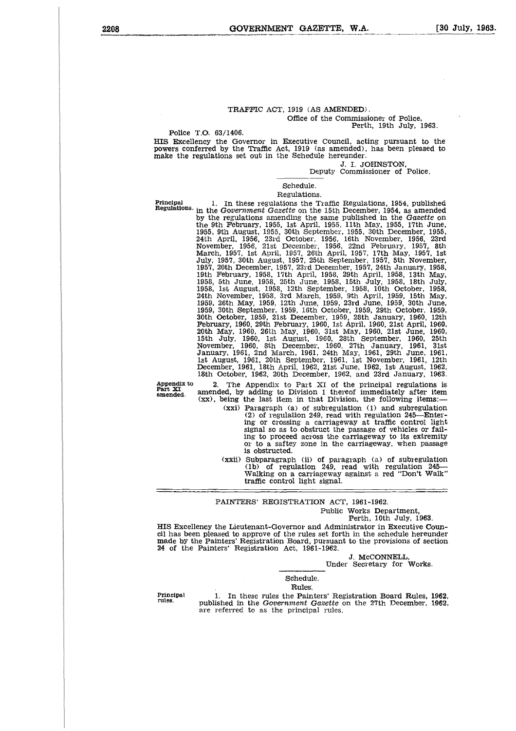## TRAFFIC ACT, 1919 (AS AMENDED).

Office of the Commissioner of Police,
Perth, 19th July, 1963.

Police T.O. 63/1406.

HIS Excellency the Governor in Executive Council, acting pursuant to the powers conferred by the Traffic Act, 1919 (as amended), has been pleased to make the regulations set out in the Schedule hereunder.

J. I. JOHNSTON,
Deputy Commissioner of Police.

Schedule.

Regulations.

**Principal Regulations.** 1. In these regulations the Traffic Regulations, 1954, published in the *Government Gazette* on the 15th December, 1954, as amended by the regulations amending the same published in the *Gazette* on the 9th February, 1955, 1st April, 1955, 11th May, 1955, 17th June, 1955, 9th August, 1955, 30th September, 1955, 30th December, 1955, 24th April, 1956, 23rd October, 1956, 16th November, 1956, 23rd November, 1956, 21st December, 1956, 22nd February, 1957, 8th March, 1957, 1st April, 1957, 26th April, 1957, 17th May, 1957, 1st July, 1957, 30th August, 1957, 25th September, 1957, 5th November, 1957, 20th December, 1957, 23rd December, 1957, 24th January, 1958, 19th February, 1958, 17th April, 1958, 29th April, 1958, 13th May, 1958, 5th June, 1958, 25th June, 1958, 15th July, 1958, 18th July, 1958, 1st August, 1958, 12th September, 1958, 10th October, 1958, 24th November, 1958, 3rd March, 1959, 9th April, 1959, 15th May, 1959, 26th May, 1959, 12th June, 1959, 23rd June, 1959, 30th June, 1959, 30th September, 1959, 16th October, 1959, 29th October, 1959, 30th October, 1959, 21st December, 1959, 28th January, 1960, 12th February, 1960, 29th February, 1960, 1st April, 1960, 21st April, 1960, 20th May, 1960, 26th May, 1960, 31st May, 1960, 21st June, 1960, 15th July, 1960, 1st August, 1960, 28th September, 1960, 25th November, 1960, 8th December, 1960, 27th January, 1961, 31st January, 1961, 2nd March, 1961, 24th May, 1961, 29th June, 1961, 1st August, 1961, 20th September, 1961, 1st November, 1961, 12th December, 1961, 18th April, 1962, 21st June, 1962, 1st August, 1962, 18th October, 1962, 20th December, 1962, and 23rd January, 1963.

**Appendix to Part XI amended.** 2. The Appendix to Part XI of the principal regulations is amended, by adding to Division 1 thereof immediately after item (xx), being the last item in that Division, the following items:—

(xxi) Paragraph (a) of subregulation (1) and subregulation (2) of regulation 249, read with regulation 245—Entering or crossing a carriageway at traffic control light signal so as to obstruct the passage of vehicles or failing to proceed across the carriageway to its extremity or to a saftey zone in the carriageway, when passage is obstructed.

(xxii) Subparagraph (ii) of paragraph (a) of subregulation (1b) of regulation 249, read with regulation 245—Walking on a carriageway against a red "Don't Walk" traffic control light signal.

---

## PAINTERS' REGISTRATION ACT, 1961-1962.

Public Works Department,
Perth, 10th July, 1963.

HIS Excellency the Lieutenant-Governor and Administrator in Executive Council has been pleased to approve of the rules set forth in the schedule hereunder made by the Painters' Registration Board, pursuant to the provisions of section 24 of the Painters' Registration Act, 1961-1962.

J. McCONNELL,
Under Secretary for Works.

Schedule.

Rules.

**Principal rules.** 1. In these rules the Painters' Registration Board Rules, 1962, published in the *Government Gazette* on the 27th December, 1962, are referred to as the principal rules.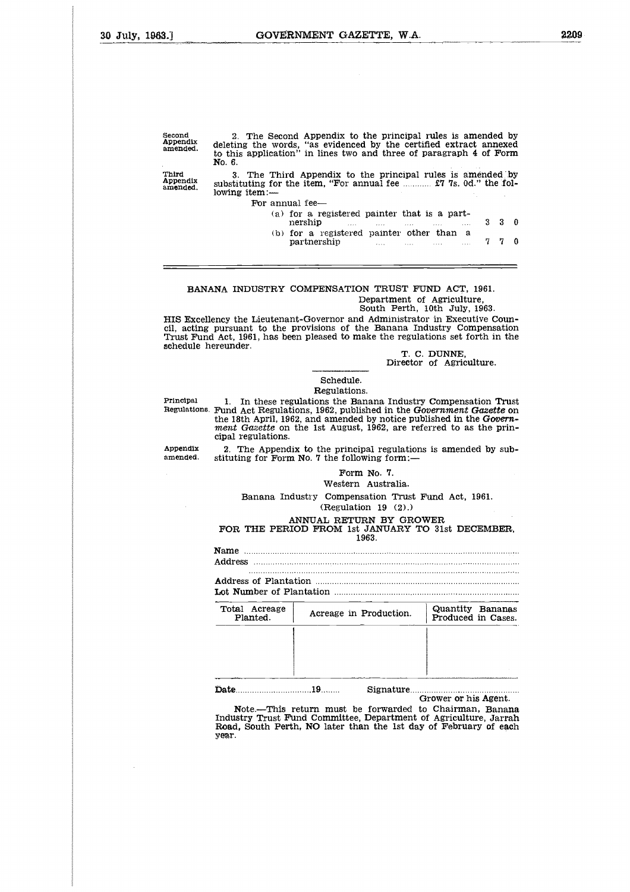**Second Appendix amended.**

2. The Second Appendix to the principal rules is amended by deleting the words, "as evidenced by the certified extract annexed to this application" in lines two and three of paragraph 4 of Form No. 6.

**Third Appendix amended.**

3. The Third Appendix to the principal rules is amended by substituting for the item, "For annual fee ........... £7 7s. 0d." the following item:—

For annual fee—

| | | | |
|---|---|---|---|
| (a) for a registered painter that is a partnership .... .... .... .... | 3 | 3 | 0 |
| (b) for a registered painter other than a partnership .... .... .... .... | 7 | 7 | 0 |

---

## BANANA INDUSTRY COMPENSATION TRUST FUND ACT, 1961.

Department of Agriculture,
South Perth, 10th July, 1963.

HIS Excellency the Lieutenant-Governor and Administrator in Executive Council, acting pursuant to the provisions of the Banana Industry Compensation Trust Fund Act, 1961, has been pleased to make the regulations set forth in the schedule hereunder.

T. C. DUNNE,
Director of Agriculture.

---

Schedule.

Regulations.

**Principal Regulations.**

1. In these regulations the Banana Industry Compensation Trust Fund Act Regulations, 1962, published in the *Government Gazette* on the 18th April, 1962, and amended by notice published in the *Government Gazette* on the 1st August, 1962, are referred to as the principal regulations.

**Appendix amended.**

2. The Appendix to the principal regulations is amended by substituting for Form No. 7 the following form:—

Form No. 7.

Western Australia.

Banana Industry Compensation Trust Fund Act, 1961.

(Regulation 19 (2).)

ANNUAL RETURN BY GROWER
FOR THE PERIOD FROM 1st JANUARY TO 31st DECEMBER, 1963.

Name ..........................................................................................................
Address ......................................................................................................
......................................................................................................................
Address of Plantation ...............................................................................
Lot Number of Plantation .........................................................................

| Total Acreage Planted. | Acreage in Production. | Quantity Bananas Produced in Cases. |
|---|---|---|
| | | |

Date..............................19........ Signature..............................................
Grower or his Agent.

Note.—This return must be forwarded to Chairman, Banana Industry Trust Fund Committee, Department of Agriculture, Jarrah Road, South Perth, NO later than the 1st day of February of each year.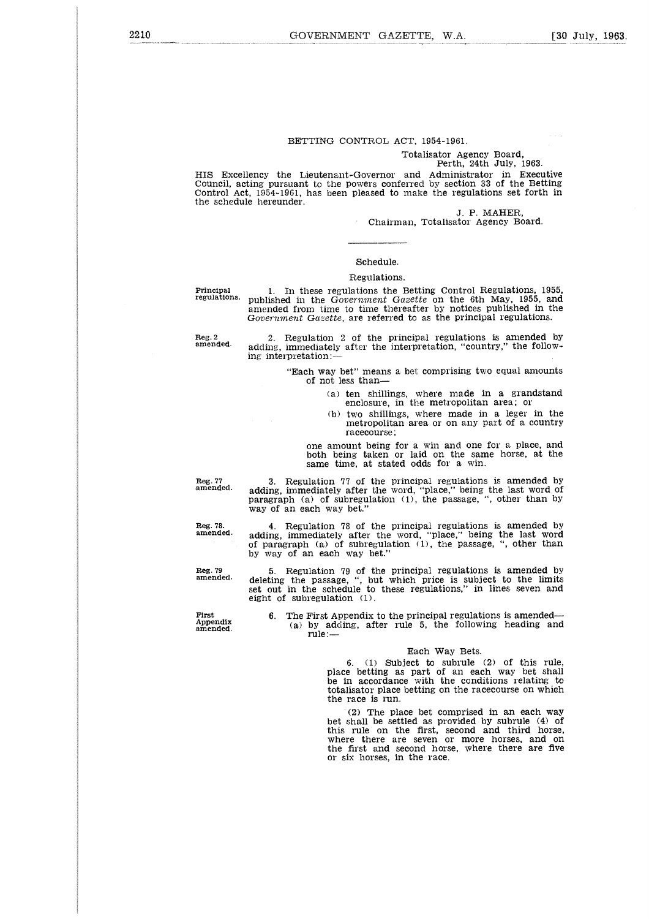## BETTING CONTROL ACT, 1954-1961.

Totalisator Agency Board,
Perth, 24th July, 1963.

HIS Excellency the Lieutenant-Governor and Administrator in Executive Council, acting pursuant to the powers conferred by section 33 of the Betting Control Act, 1954-1961, has been pleased to make the regulations set forth in the schedule hereunder.

J. P. MAHER,
Chairman, Totalisator Agency Board.

---

### Schedule.

### Regulations.

Principal regulations.

1. In these regulations the Betting Control Regulations, 1955, published in the *Government Gazette* on the 6th May, 1955, and amended from time to time thereafter by notices published in the *Government Gazette*, are referred to as the principal regulations.

Reg. 2 amended.

2. Regulation 2 of the principal regulations is amended by adding, immediately after the interpretation, "country," the following interpretation:—

"Each way bet" means a bet comprising two equal amounts of not less than—

(a) ten shillings, where made in a grandstand enclosure, in the metropolitan area; or

(b) two shillings, where made in a leger in the metropolitan area or on any part of a country racecourse;

one amount being for a win and one for a place, and both being taken or laid on the same horse, at the same time, at stated odds for a win.

Reg. 77 amended.

3. Regulation 77 of the principal regulations is amended by adding, immediately after the word, "place," being the last word of paragraph (a) of subregulation (1), the passage, ", other than by way of an each way bet."

Reg. 78. amended.

4. Regulation 78 of the principal regulations is amended by adding, immediately after the word, "place," being the last word of paragraph (a) of subregulation (1), the passage, ", other than by way of an each way bet."

Reg. 79 amended.

5. Regulation 79 of the principal regulations is amended by deleting the passage, ", but which price is subject to the limits set out in the schedule to these regulations," in lines seven and eight of subregulation (1).

First Appendix amended.

6. The First Appendix to the principal regulations is amended—

(a) by adding, after rule 5, the following heading and rule:—

Each Way Bets.

6. (1) Subject to subrule (2) of this rule, place betting as part of an each way bet shall be in accordance with the conditions relating to totalisator place betting on the racecourse on which the race is run.

(2) The place bet comprised in an each way bet shall be settled as provided by subrule (4) of this rule on the first, second and third horse, where there are seven or more horses, and on the first and second horse, where there are five or six horses, in the race.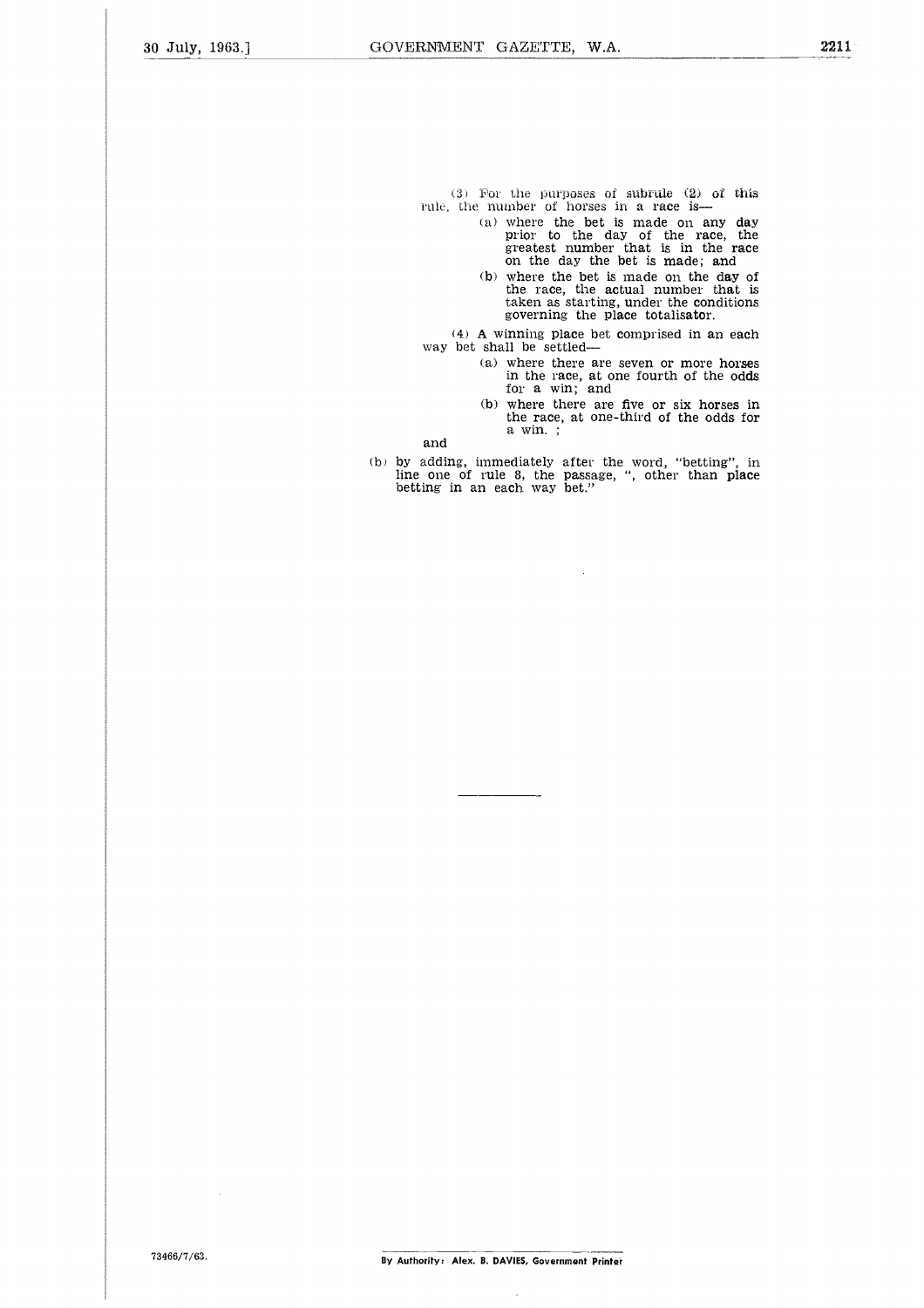(3) For the purposes of subrule (2) of this rule, the number of horses in a race is—

(a) where the bet is made on any day prior to the day of the race, the greatest number that is in the race on the day the bet is made; and

(b) where the bet is made on the day of the race, the actual number that is taken as starting, under the conditions governing the place totalisator.

(4) A winning place bet comprised in an each way bet shall be settled—

(a) where there are seven or more horses in the race, at one fourth of the odds for a win; and

(b) where there are five or six horses in the race, at one-third of the odds for a win. ;

and

(b) by adding, immediately after the word, "betting", in line one of rule 8, the passage, ", other than place betting in an each way bet."

---

73466/7/63.

By Authority: Alex. B. DAVIES, Government Printer